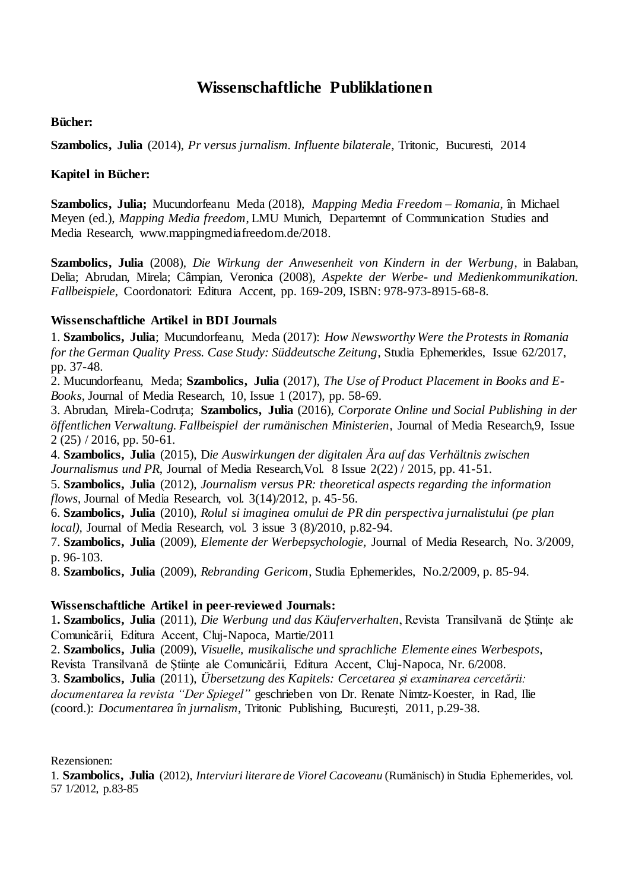# Wissenschaftliche Publiklationen

**Bücher:**

**Szambolics, Julia** (2014), *Pr versus jurnalism. Influente bilaterale*, Tritonic, Bucuresti, 2014

**Kapitel in Bücher:**

**Szambolics, Julia;** Mucundorfeanu Meda (2018), *Mapping Media Freedom – Romania*, în Michael Meyen (ed.), *Mapping Media freedom*, LMU Munich, Departemnt of Communication Studies and Media Research, www.mappingmediafreedom.de/2018.

**Szambolics, Julia** (2008), *Die Wirkung der Anwesenheit von Kindern in der Werbung*, in Balaban, Delia; Abrudan, Mirela; Câmpian, Veronica (2008), *Aspekte der Werbe- und Medienkommunikation. Fallbeispiele,* Coordonatori: Editura Accent, pp. 169-209, ISBN: 978-973-8915-68-8.

**Wissenschaftliche Artikel in BDI Journals**

1. **Szambolics, Julia**; Mucundorfeanu, Meda (2017): *How Newsworthy Were the Protests in Romania for the German Quality Press. Case Study: Süddeutsche Zeitung*, Studia Ephemerides, Issue 62/2017, pp. 37-48.
2. Mucundorfeanu, Meda; **Szambolics, Julia** (2017), *The Use of Product Placement in Books and E-Books*, Journal of Media Research, 10, Issue 1 (2017), pp. 58-69.
3. Abrudan, Mirela-Codruța; **Szambolics, Julia** (2016), *Corporate Online und Social Publishing in der öffentlichen Verwaltung. Fallbeispiel der rumänischen Ministerien*, Journal of Media Research,9, Issue 2 (25) / 2016, pp. 50-61.
4. **Szambolics, Julia** (2015), D*ie Auswirkungen der digitalen Ära auf das Verhältnis zwischen Journalismus und PR*, Journal of Media Research,Vol. 8 Issue 2(22) / 2015, pp. 41-51.
5. **Szambolics, Julia** (2012), *Journalism versus PR: theoretical aspects regarding the information flows*, Journal of Media Research, vol. 3(14)/2012, p. 45-56.
6. **Szambolics, Julia** (2010), *Rolul si imaginea omului de PR din perspectiva jurnalistului (pe plan local),* Journal of Media Research, vol. 3 issue 3 (8)/2010, p.82-94.
7. **Szambolics, Julia** (2009), *Elemente der Werbepsychologie,* Journal of Media Research, No. 3/2009, p. 96-103.
8. **Szambolics, Julia** (2009), *Rebranding Gericom*, Studia Ephemerides, No.2/2009, p. 85-94.

**Wissenschaftliche Artikel in peer-reviewed Journals:**

1**. Szambolics, Julia** (2011), *Die Werbung und das Käuferverhalten*, Revista Transilvană de Științe ale Comunicării, Editura Accent, Cluj-Napoca, Martie/2011
2. **Szambolics, Julia** (2009), *Visuelle, musikalische und sprachliche Elemente eines Werbespots,* Revista Transilvană de Științe ale Comunicării, Editura Accent, Cluj-Napoca, Nr. 6/2008.
3. **Szambolics, Julia** (2011), *Übersetzung des Kapitels: Cercetarea și examinarea cercetării: documentarea la revista "Der Spiegel"* geschrieben von Dr. Renate Nimtz-Koester, in Rad, Ilie (coord.): *Documentarea în jurnalism*, Tritonic Publishing, București, 2011, p.29-38.

Rezensionen:

1. **Szambolics, Julia** (2012), *Interviuri literare de Viorel Cacoveanu* (Rumänisch) in Studia Ephemerides, vol. 57 1/2012, p.83-85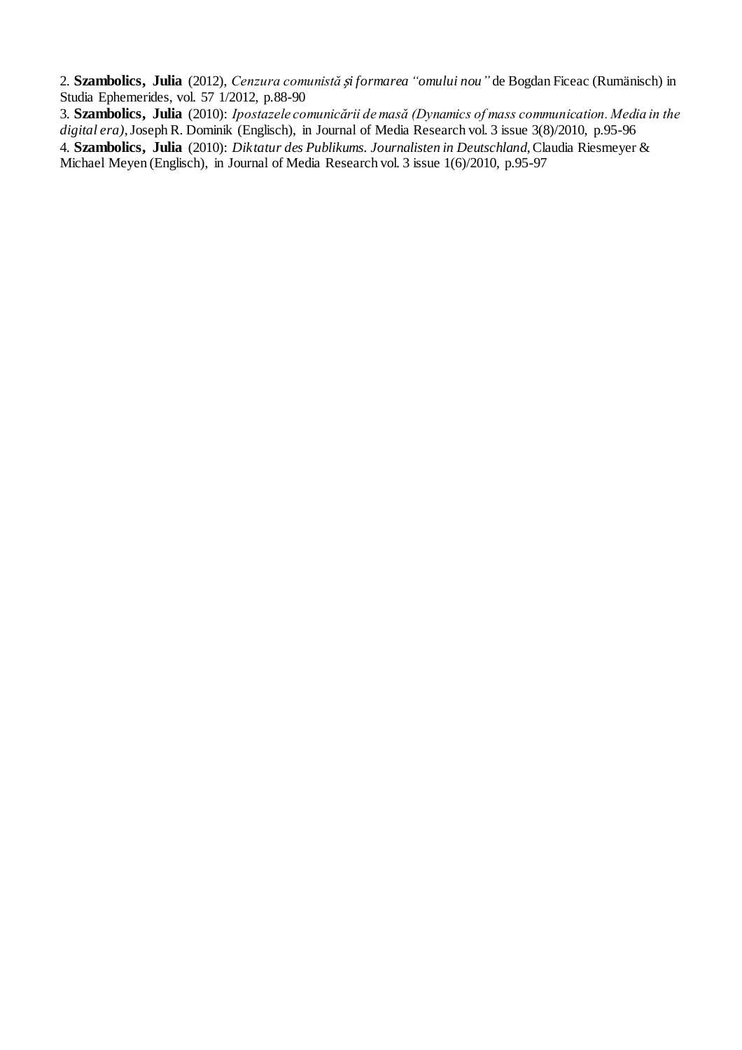2. **Szambolics, Julia** (2012), *Cenzura comunistă și formarea "omului nou"* de Bogdan Ficeac (Rumänisch) in Studia Ephemerides, vol. 57 1/2012, p.88-90

3. **Szambolics, Julia** (2010): *Ipostazele comunicării de masă (Dynamics of mass communication. Media in the digital era)*, Joseph R. Dominik (Englisch), in Journal of Media Research vol. 3 issue 3(8)/2010, p.95-96

4. **Szambolics, Julia** (2010): *Diktatur des Publikums. Journalisten in Deutschland*, Claudia Riesmeyer & Michael Meyen (Englisch), in Journal of Media Research vol. 3 issue 1(6)/2010, p.95-97